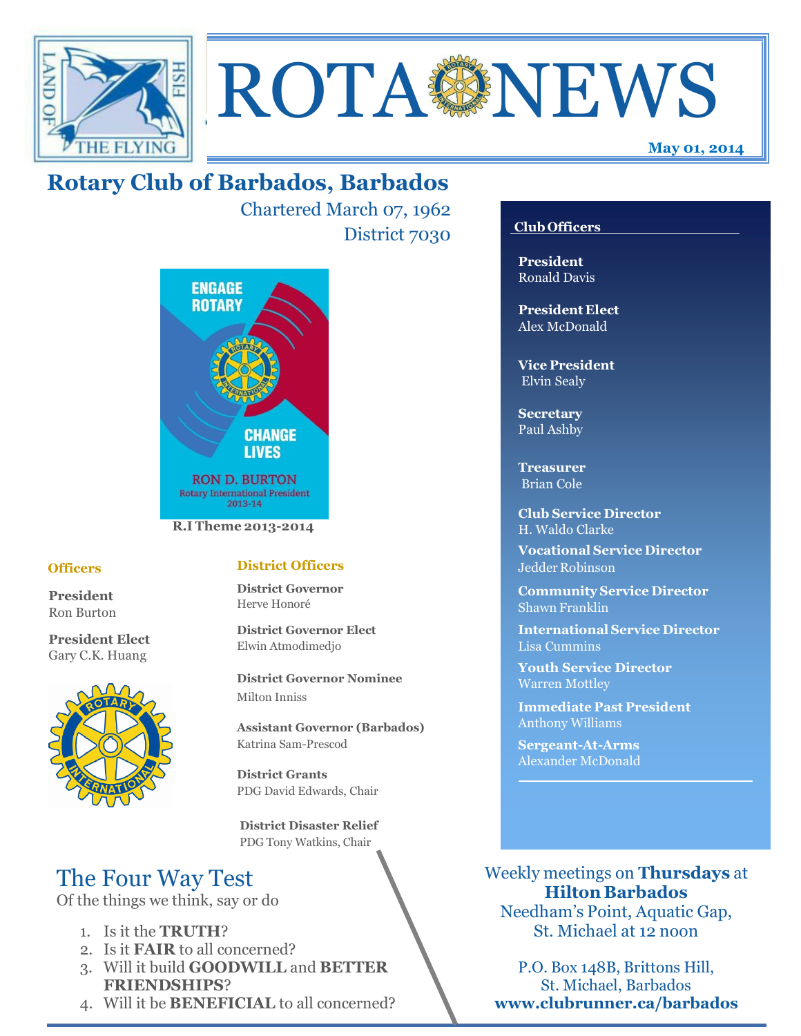# ROTA NEWS

**May 01, 2014**

## Rotary Club of Barbados, Barbados

Chartered March 07, 1962
District 7030

ENGAGE ROTARY
CHANGE LIVES
RON D. BURTON
Rotary International President 2013-14

**R.I Theme 2013-2014**

### Officers

**President**
Ron Burton

**President Elect**
Gary C.K. Huang

### District Officers

**District Governor**
Herve Honoré

**District Governor Elect**
Elwin Atmodimedjo

**District Governor Nominee**
Milton Inniss

**Assistant Governor (Barbados)**
Katrina Sam-Prescod

**District Grants**
PDG David Edwards, Chair

**District Disaster Relief**
PDG Tony Watkins, Chair

### Club Officers

**President**
Ronald Davis

**President Elect**
Alex McDonald

**Vice President**
Elvin Sealy

**Secretary**
Paul Ashby

**Treasurer**
Brian Cole

**Club Service Director**
H. Waldo Clarke

**Vocational Service Director**
Jedder Robinson

**Community Service Director**
Shawn Franklin

**International Service Director**
Lisa Cummins

**Youth Service Director**
Warren Mottley

**Immediate Past President**
Anthony Williams

**Sergeant-At-Arms**
Alexander McDonald

## The Four Way Test

Of the things we think, say or do

1. Is it the **TRUTH**?
2. Is it **FAIR** to all concerned?
3. Will it build **GOODWILL** and **BETTER FRIENDSHIPS**?
4. Will it be **BENEFICIAL** to all concerned?

Weekly meetings on **Thursdays** at **Hilton Barbados**
Needham's Point, Aquatic Gap,
St. Michael at 12 noon

P.O. Box 148B, Brittons Hill,
St. Michael, Barbados
**www.clubrunner.ca/barbados**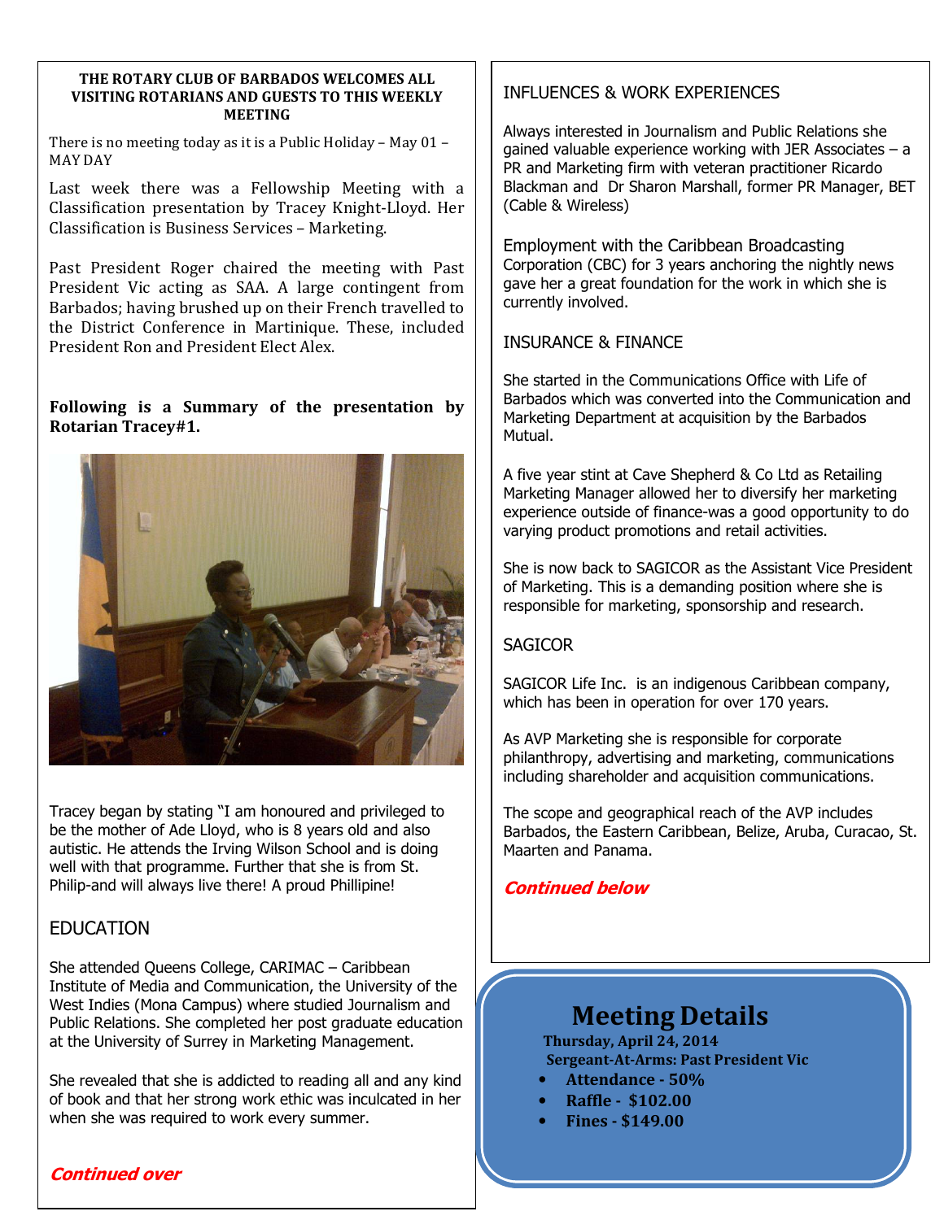**THE ROTARY CLUB OF BARBADOS WELCOMES ALL VISITING ROTARIANS AND GUESTS TO THIS WEEKLY MEETING**

There is no meeting today as it is a Public Holiday – May 01 – MAY DAY

Last week there was a Fellowship Meeting with a Classification presentation by Tracey Knight-Lloyd. Her Classification is Business Services – Marketing.

Past President Roger chaired the meeting with Past President Vic acting as SAA. A large contingent from Barbados; having brushed up on their French travelled to the District Conference in Martinique. These, included President Ron and President Elect Alex.

**Following is a Summary of the presentation by Rotarian Tracey#1.**

Tracey began by stating "I am honoured and privileged to be the mother of Ade Lloyd, who is 8 years old and also autistic. He attends the Irving Wilson School and is doing well with that programme. Further that she is from St. Philip-and will always live there! A proud Phillipine!

## EDUCATION

She attended Queens College, CARIMAC – Caribbean Institute of Media and Communication, the University of the West Indies (Mona Campus) where studied Journalism and Public Relations. She completed her post graduate education at the University of Surrey in Marketing Management.

She revealed that she is addicted to reading all and any kind of book and that her strong work ethic was inculcated in her when she was required to work every summer.

***Continued over***

## INFLUENCES & WORK EXPERIENCES

Always interested in Journalism and Public Relations she gained valuable experience working with JER Associates – a PR and Marketing firm with veteran practitioner Ricardo Blackman and Dr Sharon Marshall, former PR Manager, BET (Cable & Wireless)

Employment with the Caribbean Broadcasting Corporation (CBC) for 3 years anchoring the nightly news gave her a great foundation for the work in which she is currently involved.

## INSURANCE & FINANCE

She started in the Communications Office with Life of Barbados which was converted into the Communication and Marketing Department at acquisition by the Barbados Mutual.

A five year stint at Cave Shepherd & Co Ltd as Retailing Marketing Manager allowed her to diversify her marketing experience outside of finance-was a good opportunity to do varying product promotions and retail activities.

She is now back to SAGICOR as the Assistant Vice President of Marketing. This is a demanding position where she is responsible for marketing, sponsorship and research.

## SAGICOR

SAGICOR Life Inc. is an indigenous Caribbean company, which has been in operation for over 170 years.

As AVP Marketing she is responsible for corporate philanthropy, advertising and marketing, communications including shareholder and acquisition communications.

The scope and geographical reach of the AVP includes Barbados, the Eastern Caribbean, Belize, Aruba, Curacao, St. Maarten and Panama.

***Continued below***

## Meeting Details

**Thursday, April 24, 2014**
**Sergeant-At-Arms: Past President Vic**

- **Attendance - 50%**
- **Raffle - $102.00**
- **Fines - $149.00**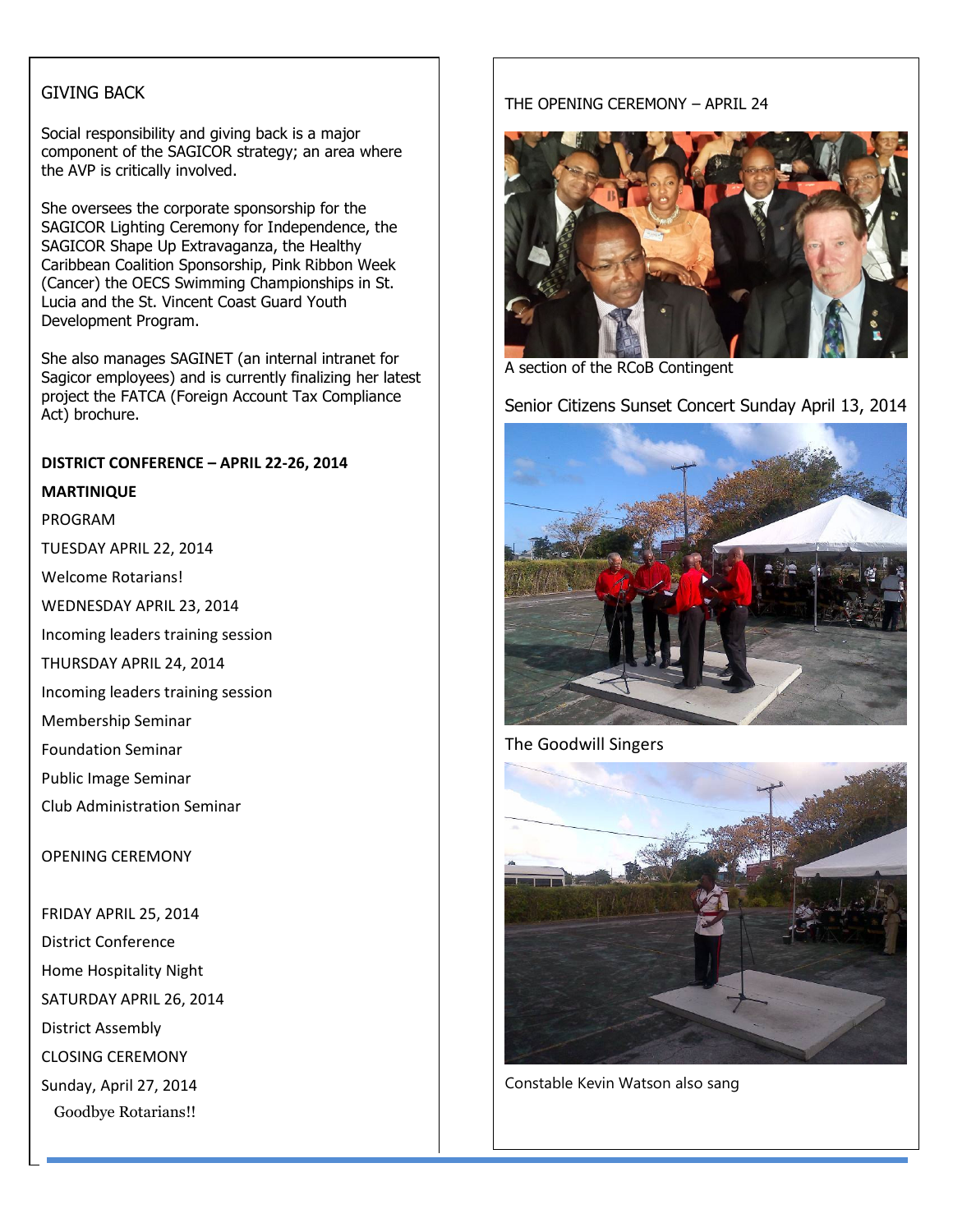## GIVING BACK

Social responsibility and giving back is a major component of the SAGICOR strategy; an area where the AVP is critically involved.

She oversees the corporate sponsorship for the SAGICOR Lighting Ceremony for Independence, the SAGICOR Shape Up Extravaganza, the Healthy Caribbean Coalition Sponsorship, Pink Ribbon Week (Cancer) the OECS Swimming Championships in St. Lucia and the St. Vincent Coast Guard Youth Development Program.

She also manages SAGINET (an internal intranet for Sagicor employees) and is currently finalizing her latest project the FATCA (Foreign Account Tax Compliance Act) brochure.

**DISTRICT CONFERENCE – APRIL 22-26, 2014**

**MARTINIQUE**

PROGRAM

TUESDAY APRIL 22, 2014

Welcome Rotarians!

WEDNESDAY APRIL 23, 2014

Incoming leaders training session

THURSDAY APRIL 24, 2014

Incoming leaders training session

Membership Seminar

Foundation Seminar

Public Image Seminar

Club Administration Seminar

OPENING CEREMONY

FRIDAY APRIL 25, 2014

District Conference

Home Hospitality Night

SATURDAY APRIL 26, 2014

District Assembly

CLOSING CEREMONY

Sunday, April 27, 2014

Goodbye Rotarians!!

## THE OPENING CEREMONY – APRIL 24

A section of the RCoB Contingent

## Senior Citizens Sunset Concert Sunday April 13, 2014

The Goodwill Singers

Constable Kevin Watson also sang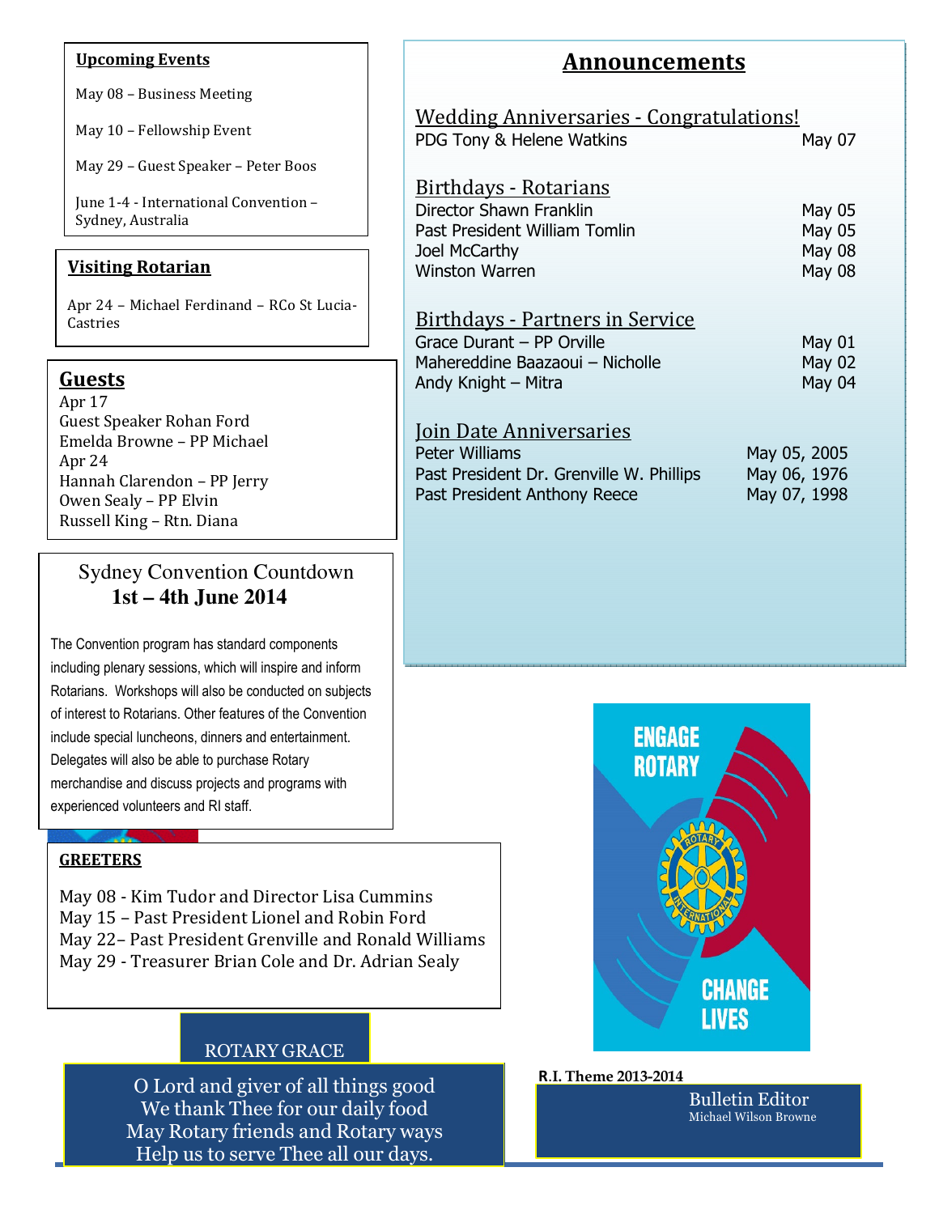**Upcoming Events**

May 08 – Business Meeting

May 10 – Fellowship Event

May 29 – Guest Speaker – Peter Boos

June 1-4 - International Convention – Sydney, Australia

**Visiting Rotarian**

Apr 24 – Michael Ferdinand – RCo St Lucia-Castries

## Guests

Apr 17
Guest Speaker Rohan Ford
Emelda Browne – PP Michael
Apr 24
Hannah Clarendon – PP Jerry
Owen Sealy – PP Elvin
Russell King – Rtn. Diana

Sydney Convention Countdown
**1st – 4th June 2014**

The Convention program has standard components including plenary sessions, which will inspire and inform Rotarians. Workshops will also be conducted on subjects of interest to Rotarians. Other features of the Convention include special luncheons, dinners and entertainment. Delegates will also be able to purchase Rotary merchandise and discuss projects and programs with experienced volunteers and RI staff.

**GREETERS**

May 08 - Kim Tudor and Director Lisa Cummins
May 15 – Past President Lionel and Robin Ford
May 22– Past President Grenville and Ronald Williams
May 29 - Treasurer Brian Cole and Dr. Adrian Sealy

ROTARY GRACE

O Lord and giver of all things good
We thank Thee for our daily food
May Rotary friends and Rotary ways
Help us to serve Thee all our days.

# Announcements

## Wedding Anniversaries - Congratulations!

| | |
|---|---|
| PDG Tony & Helene Watkins | May 07 |

## Birthdays - Rotarians

| | |
|---|---|
| Director Shawn Franklin | May 05 |
| Past President William Tomlin | May 05 |
| Joel McCarthy | May 08 |
| Winston Warren | May 08 |

## Birthdays - Partners in Service

| | |
|---|---|
| Grace Durant – PP Orville | May 01 |
| Mahereddine Baazaoui – Nicholle | May 02 |
| Andy Knight – Mitra | May 04 |

## Join Date Anniversaries

| | |
|---|---|
| Peter Williams | May 05, 2005 |
| Past President Dr. Grenville W. Phillips | May 06, 1976 |
| Past President Anthony Reece | May 07, 1998 |

ENGAGE ROTARY
CHANGE LIVES

**R.I. Theme 2013-2014**

Bulletin Editor
Michael Wilson Browne